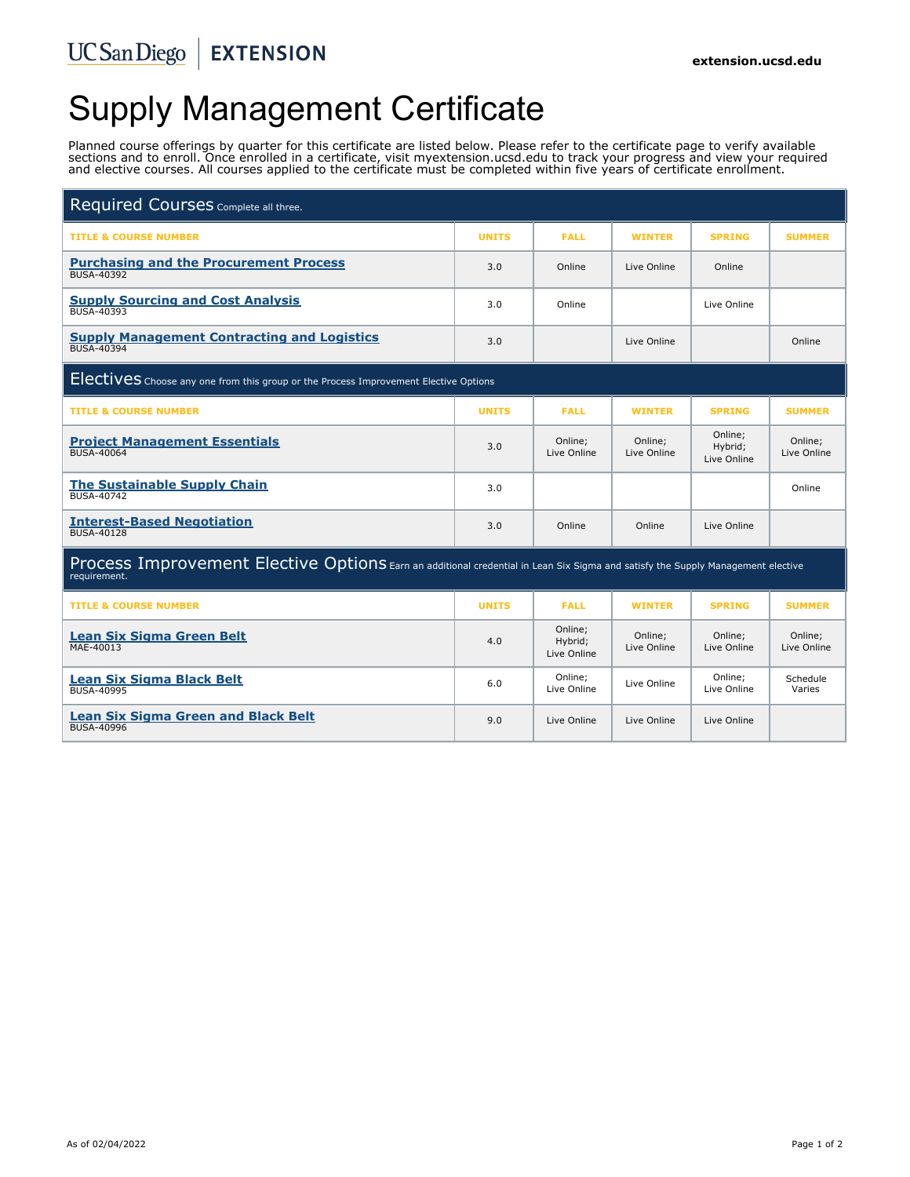UC San Diego | EXTENSION

extension.ucsd.edu

# Supply Management Certificate

Planned course offerings by quarter for this certificate are listed below. Please refer to the certificate page to verify available sections and to enroll. Once enrolled in a certificate, visit myextension.ucsd.edu to track your progress and view your required and elective courses. All courses applied to the certificate must be completed within five years of certificate enrollment.

## Required Courses Complete all three.

| TITLE & COURSE NUMBER | UNITS | FALL | WINTER | SPRING | SUMMER |
|---|---|---|---|---|---|
| **Purchasing and the Procurement Process** BUSA-40392 | 3.0 | Online | Live Online | Online | |
| **Supply Sourcing and Cost Analysis** BUSA-40393 | 3.0 | Online | | Live Online | |
| **Supply Management Contracting and Logistics** BUSA-40394 | 3.0 | | Live Online | | Online |

## Electives Choose any one from this group or the Process Improvement Elective Options

| TITLE & COURSE NUMBER | UNITS | FALL | WINTER | SPRING | SUMMER |
|---|---|---|---|---|---|
| **Project Management Essentials** BUSA-40064 | 3.0 | Online; Live Online | Online; Live Online | Online; Hybrid; Live Online | Online; Live Online |
| **The Sustainable Supply Chain** BUSA-40742 | 3.0 | | | | Online |
| **Interest-Based Negotiation** BUSA-40128 | 3.0 | Online | Online | Live Online | |

## Process Improvement Elective Options Earn an additional credential in Lean Six Sigma and satisfy the Supply Management elective requirement.

| TITLE & COURSE NUMBER | UNITS | FALL | WINTER | SPRING | SUMMER |
|---|---|---|---|---|---|
| **Lean Six Sigma Green Belt** MAE-40013 | 4.0 | Online; Hybrid; Live Online | Online; Live Online | Online; Live Online | Online; Live Online |
| **Lean Six Sigma Black Belt** BUSA-40995 | 6.0 | Online; Live Online | Live Online | Online; Live Online | Schedule Varies |
| **Lean Six Sigma Green and Black Belt** BUSA-40996 | 9.0 | Live Online | Live Online | Live Online | |

As of 02/04/2022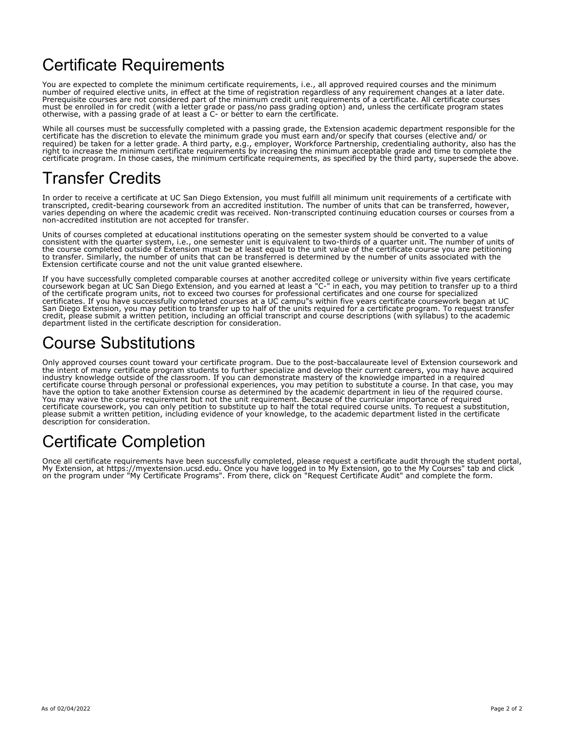# Certificate Requirements

You are expected to complete the minimum certificate requirements, i.e., all approved required courses and the minimum number of required elective units, in effect at the time of registration regardless of any requirement changes at a later date. Prerequisite courses are not considered part of the minimum credit unit requirements of a certificate. All certificate courses must be enrolled in for credit (with a letter grade or pass/no pass grading option) and, unless the certificate program states otherwise, with a passing grade of at least a C- or better to earn the certificate.

While all courses must be successfully completed with a passing grade, the Extension academic department responsible for the certificate has the discretion to elevate the minimum grade you must earn and/or specify that courses (elective and/ or required) be taken for a letter grade. A third party, e.g., employer, Workforce Partnership, credentialing authority, also has the right to increase the minimum certificate requirements by increasing the minimum acceptable grade and time to complete the certificate program. In those cases, the minimum certificate requirements, as specified by the third party, supersede the above.

# Transfer Credits

In order to receive a certificate at UC San Diego Extension, you must fulfill all minimum unit requirements of a certificate with transcripted, credit-bearing coursework from an accredited institution. The number of units that can be transferred, however, varies depending on where the academic credit was received. Non-transcripted continuing education courses or courses from a non-accredited institution are not accepted for transfer.

Units of courses completed at educational institutions operating on the semester system should be converted to a value consistent with the quarter system, i.e., one semester unit is equivalent to two-thirds of a quarter unit. The number of units of the course completed outside of Extension must be at least equal to the unit value of the certificate course you are petitioning to transfer. Similarly, the number of units that can be transferred is determined by the number of units associated with the Extension certificate course and not the unit value granted elsewhere.

If you have successfully completed comparable courses at another accredited college or university within five years certificate coursework began at UC San Diego Extension, and you earned at least a "C-" in each, you may petition to transfer up to a third of the certificate program units, not to exceed two courses for professional certificates and one course for specialized certificates. If you have successfully completed courses at a UC campu"s within five years certificate coursework began at UC San Diego Extension, you may petition to transfer up to half of the units required for a certificate program. To request transfer credit, please submit a written petition, including an official transcript and course descriptions (with syllabus) to the academic department listed in the certificate description for consideration.

# Course Substitutions

Only approved courses count toward your certificate program. Due to the post-baccalaureate level of Extension coursework and the intent of many certificate program students to further specialize and develop their current careers, you may have acquired industry knowledge outside of the classroom. If you can demonstrate mastery of the knowledge imparted in a required certificate course through personal or professional experiences, you may petition to substitute a course. In that case, you may have the option to take another Extension course as determined by the academic department in lieu of the required course. You may waive the course requirement but not the unit requirement. Because of the curricular importance of required certificate coursework, you can only petition to substitute up to half the total required course units. To request a substitution, please submit a written petition, including evidence of your knowledge, to the academic department listed in the certificate description for consideration.

# Certificate Completion

Once all certificate requirements have been successfully completed, please request a certificate audit through the student portal, My Extension, at https://myextension.ucsd.edu. Once you have logged in to My Extension, go to the My Courses" tab and click on the program under "My Certificate Programs". From there, click on "Request Certificate Audit" and complete the form.

As of 02/04/2022